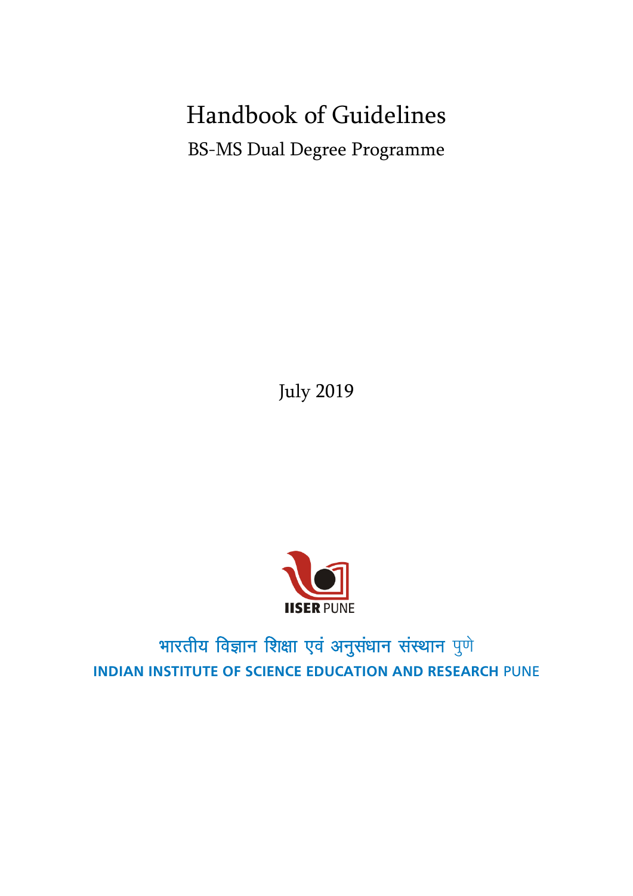# Handbook of Guidelines

## BS-MS Dual Degree Programme

July 2019

**IISER** PUNE

भारतीय विज्ञान शिक्षा एवं अनुसंधान संस्थान पुणे

**INDIAN INSTITUTE OF SCIENCE EDUCATION AND RESEARCH** PUNE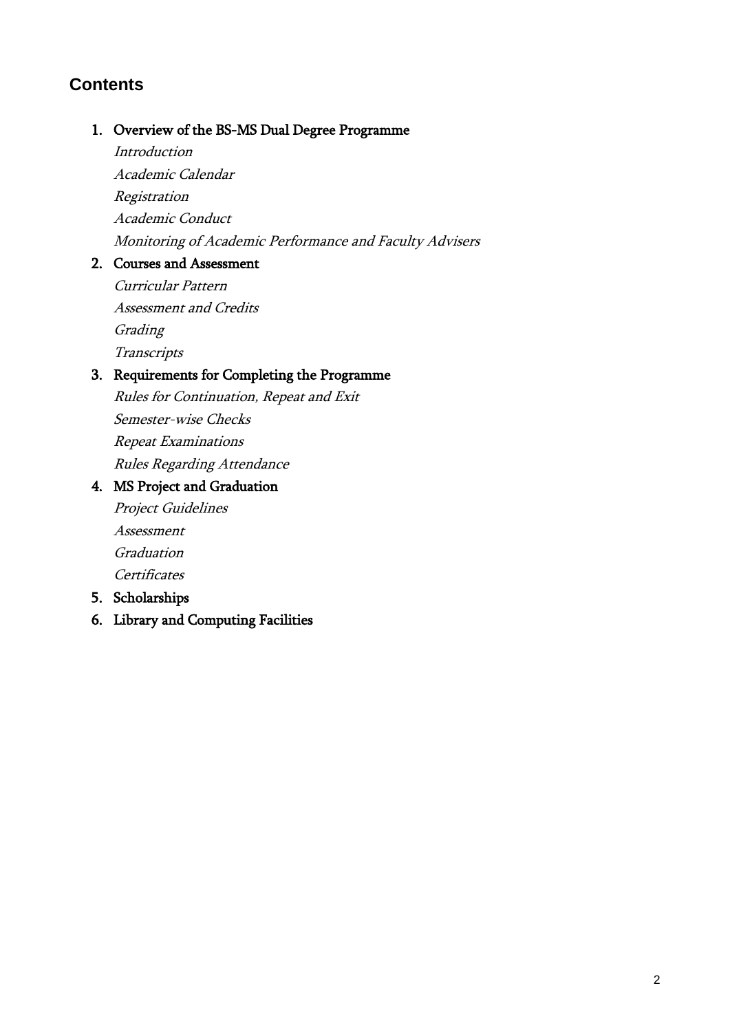## Contents

1. Overview of the BS-MS Dual Degree Programme
   *Introduction*
   *Academic Calendar*
   *Registration*
   *Academic Conduct*
   *Monitoring of Academic Performance and Faculty Advisers*
2. Courses and Assessment
   *Curricular Pattern*
   *Assessment and Credits*
   *Grading*
   *Transcripts*
3. Requirements for Completing the Programme
   *Rules for Continuation, Repeat and Exit*
   *Semester-wise Checks*
   *Repeat Examinations*
   *Rules Regarding Attendance*
4. MS Project and Graduation
   *Project Guidelines*
   *Assessment*
   *Graduation*
   *Certificates*
5. Scholarships
6. Library and Computing Facilities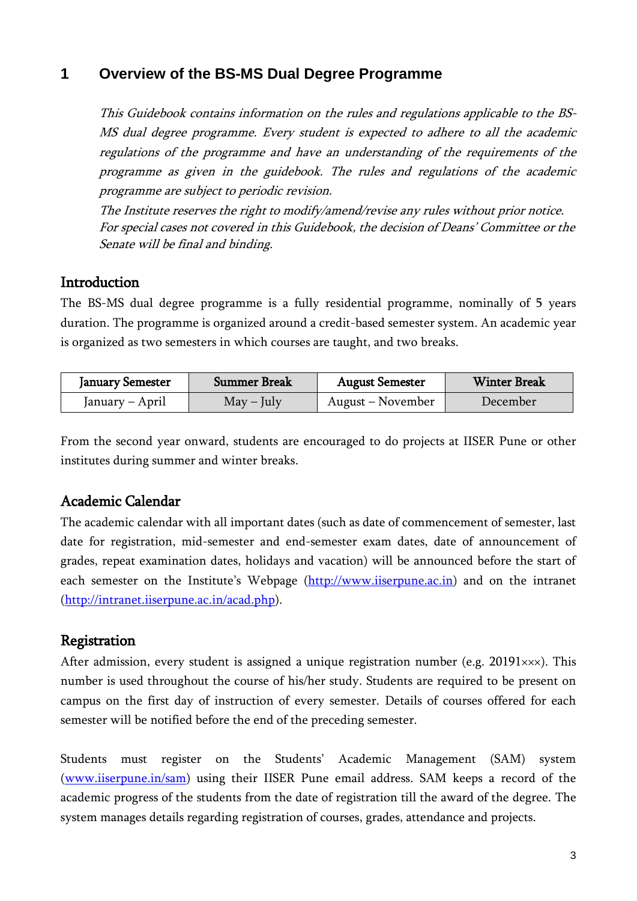# 1 Overview of the BS-MS Dual Degree Programme

*This Guidebook contains information on the rules and regulations applicable to the BS-MS dual degree programme. Every student is expected to adhere to all the academic regulations of the programme and have an understanding of the requirements of the programme as given in the guidebook. The rules and regulations of the academic programme are subject to periodic revision.*

*The Institute reserves the right to modify/amend/revise any rules without prior notice. For special cases not covered in this Guidebook, the decision of Deans' Committee or the Senate will be final and binding.*

## Introduction

The BS-MS dual degree programme is a fully residential programme, nominally of 5 years duration. The programme is organized around a credit-based semester system. An academic year is organized as two semesters in which courses are taught, and two breaks.

| January Semester | Summer Break | August Semester | Winter Break |
|---|---|---|---|
| January – April | May – July | August – November | December |

From the second year onward, students are encouraged to do projects at IISER Pune or other institutes during summer and winter breaks.

## Academic Calendar

The academic calendar with all important dates (such as date of commencement of semester, last date for registration, mid-semester and end-semester exam dates, date of announcement of grades, repeat examination dates, holidays and vacation) will be announced before the start of each semester on the Institute's Webpage (http://www.iiserpune.ac.in) and on the intranet (http://intranet.iiserpune.ac.in/acad.php).

## Registration

After admission, every student is assigned a unique registration number (e.g. 20191×××). This number is used throughout the course of his/her study. Students are required to be present on campus on the first day of instruction of every semester. Details of courses offered for each semester will be notified before the end of the preceding semester.

Students must register on the Students' Academic Management (SAM) system (www.iiserpune.in/sam) using their IISER Pune email address. SAM keeps a record of the academic progress of the students from the date of registration till the award of the degree. The system manages details regarding registration of courses, grades, attendance and projects.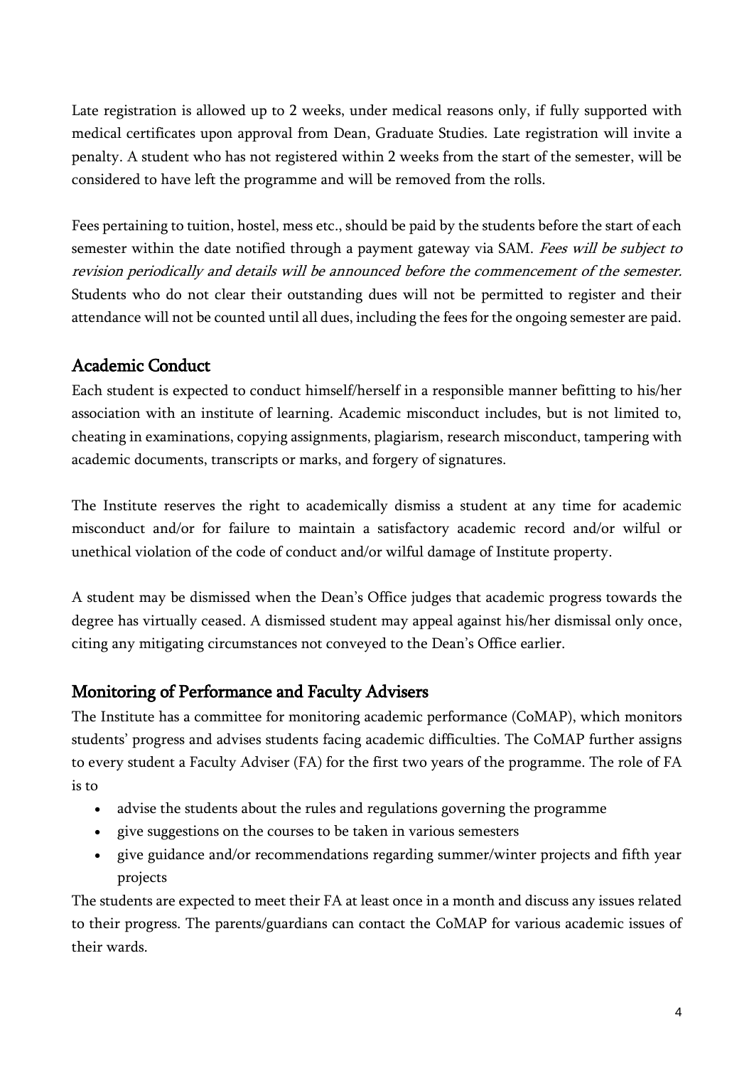Late registration is allowed up to 2 weeks, under medical reasons only, if fully supported with medical certificates upon approval from Dean, Graduate Studies. Late registration will invite a penalty. A student who has not registered within 2 weeks from the start of the semester, will be considered to have left the programme and will be removed from the rolls.

Fees pertaining to tuition, hostel, mess etc., should be paid by the students before the start of each semester within the date notified through a payment gateway via SAM. *Fees will be subject to revision periodically and details will be announced before the commencement of the semester.* Students who do not clear their outstanding dues will not be permitted to register and their attendance will not be counted until all dues, including the fees for the ongoing semester are paid.

## Academic Conduct

Each student is expected to conduct himself/herself in a responsible manner befitting to his/her association with an institute of learning. Academic misconduct includes, but is not limited to, cheating in examinations, copying assignments, plagiarism, research misconduct, tampering with academic documents, transcripts or marks, and forgery of signatures.

The Institute reserves the right to academically dismiss a student at any time for academic misconduct and/or for failure to maintain a satisfactory academic record and/or wilful or unethical violation of the code of conduct and/or wilful damage of Institute property.

A student may be dismissed when the Dean's Office judges that academic progress towards the degree has virtually ceased. A dismissed student may appeal against his/her dismissal only once, citing any mitigating circumstances not conveyed to the Dean's Office earlier.

## Monitoring of Performance and Faculty Advisers

The Institute has a committee for monitoring academic performance (CoMAP), which monitors students' progress and advises students facing academic difficulties. The CoMAP further assigns to every student a Faculty Adviser (FA) for the first two years of the programme. The role of FA is to

- advise the students about the rules and regulations governing the programme
- give suggestions on the courses to be taken in various semesters
- give guidance and/or recommendations regarding summer/winter projects and fifth year projects

The students are expected to meet their FA at least once in a month and discuss any issues related to their progress. The parents/guardians can contact the CoMAP for various academic issues of their wards.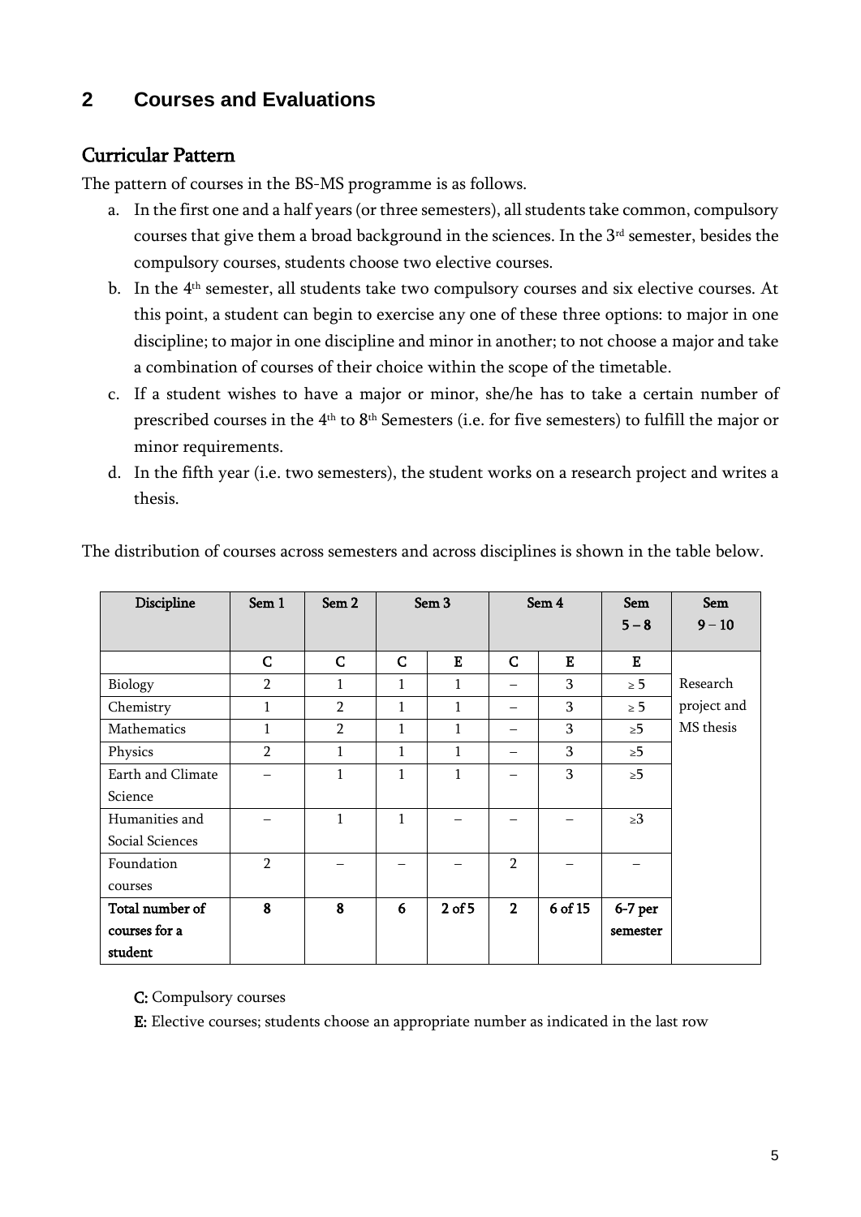## 2 Courses and Evaluations

### Curricular Pattern

The pattern of courses in the BS-MS programme is as follows.

a. In the first one and a half years (or three semesters), all students take common, compulsory courses that give them a broad background in the sciences. In the 3rd semester, besides the compulsory courses, students choose two elective courses.

b. In the 4th semester, all students take two compulsory courses and six elective courses. At this point, a student can begin to exercise any one of these three options: to major in one discipline; to major in one discipline and minor in another; to not choose a major and take a combination of courses of their choice within the scope of the timetable.

c. If a student wishes to have a major or minor, she/he has to take a certain number of prescribed courses in the 4th to 8th Semesters (i.e. for five semesters) to fulfill the major or minor requirements.

d. In the fifth year (i.e. two semesters), the student works on a research project and writes a thesis.

The distribution of courses across semesters and across disciplines is shown in the table below.

| Discipline | Sem 1 | Sem 2 | Sem 3 | | Sem 4 | | Sem 5 – 8 | Sem 9 – 10 |
|---|---|---|---|---|---|---|---|---|
| | C | C | C | E | C | E | E | |
| Biology | 2 | 1 | 1 | 1 | – | 3 | ≥ 5 | Research project and MS thesis |
| Chemistry | 1 | 2 | 1 | 1 | – | 3 | ≥ 5 | |
| Mathematics | 1 | 2 | 1 | 1 | – | 3 | ≥5 | |
| Physics | 2 | 1 | 1 | 1 | – | 3 | ≥5 | |
| Earth and Climate Science | – | 1 | 1 | 1 | – | 3 | ≥5 | |
| Humanities and Social Sciences | – | 1 | 1 | – | – | – | ≥3 | |
| Foundation courses | 2 | – | – | – | 2 | – | – | |
| **Total number of courses for a student** | **8** | **8** | **6** | **2 of 5** | **2** | **6 of 15** | **6-7 per semester** | |

**C:** Compulsory courses

**E:** Elective courses; students choose an appropriate number as indicated in the last row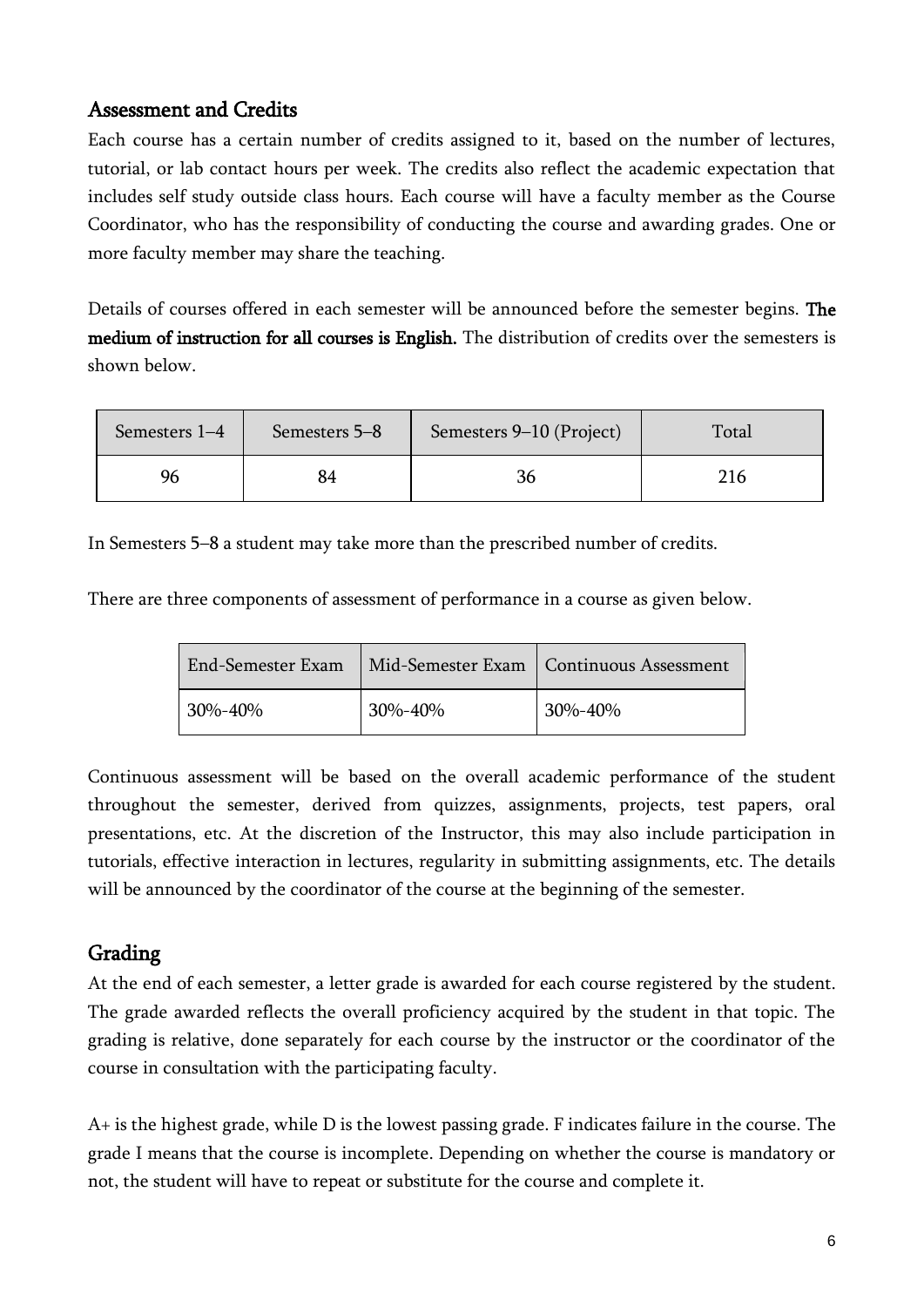## Assessment and Credits

Each course has a certain number of credits assigned to it, based on the number of lectures, tutorial, or lab contact hours per week. The credits also reflect the academic expectation that includes self study outside class hours. Each course will have a faculty member as the Course Coordinator, who has the responsibility of conducting the course and awarding grades. One or more faculty member may share the teaching.

Details of courses offered in each semester will be announced before the semester begins. **The medium of instruction for all courses is English.** The distribution of credits over the semesters is shown below.

| Semesters 1–4 | Semesters 5–8 | Semesters 9–10 (Project) | Total |
|---|---|---|---|
| 96 | 84 | 36 | 216 |

In Semesters 5–8 a student may take more than the prescribed number of credits.

There are three components of assessment of performance in a course as given below.

| End-Semester Exam | Mid-Semester Exam | Continuous Assessment |
|---|---|---|
| 30%-40% | 30%-40% | 30%-40% |

Continuous assessment will be based on the overall academic performance of the student throughout the semester, derived from quizzes, assignments, projects, test papers, oral presentations, etc. At the discretion of the Instructor, this may also include participation in tutorials, effective interaction in lectures, regularity in submitting assignments, etc. The details will be announced by the coordinator of the course at the beginning of the semester.

## Grading

At the end of each semester, a letter grade is awarded for each course registered by the student. The grade awarded reflects the overall proficiency acquired by the student in that topic. The grading is relative, done separately for each course by the instructor or the coordinator of the course in consultation with the participating faculty.

A+ is the highest grade, while D is the lowest passing grade. F indicates failure in the course. The grade I means that the course is incomplete. Depending on whether the course is mandatory or not, the student will have to repeat or substitute for the course and complete it.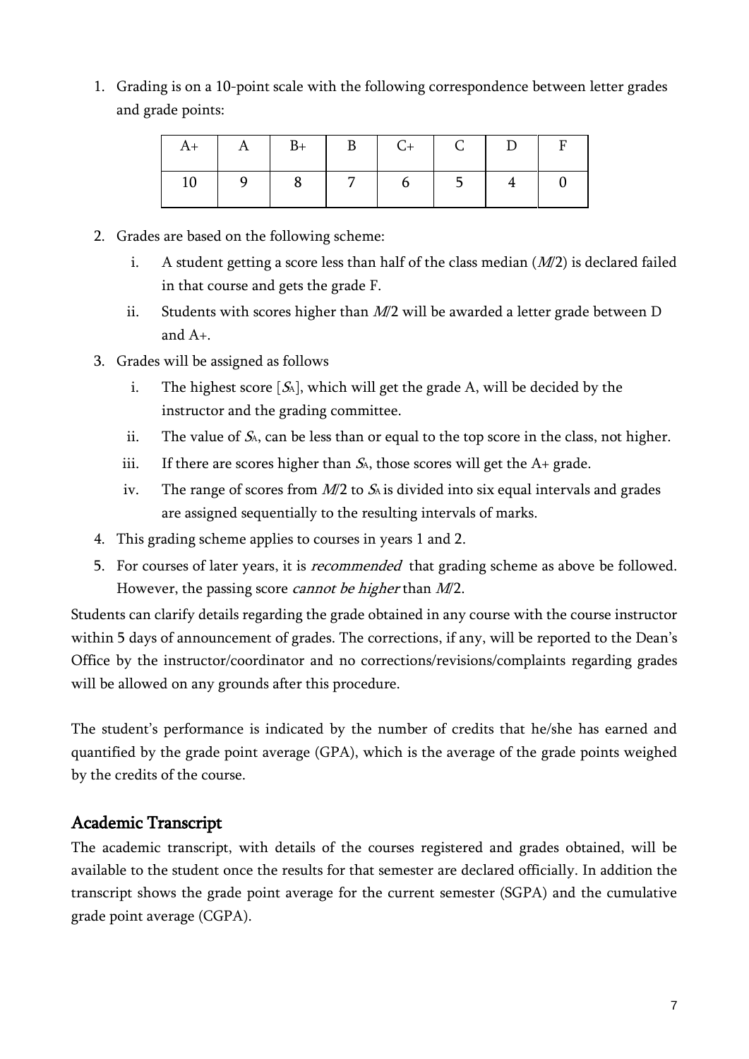1. Grading is on a 10-point scale with the following correspondence between letter grades and grade points:

| A+ | A | B+ | B | C+ | C | D | F |
|---|---|---|---|---|---|---|---|
| 10 | 9 | 8 | 7 | 6 | 5 | 4 | 0 |

2. Grades are based on the following scheme:
   i. A student getting a score less than half of the class median ($M/2$) is declared failed in that course and gets the grade F.
   ii. Students with scores higher than $M/2$ will be awarded a letter grade between D and A+.
3. Grades will be assigned as follows
   i. The highest score [$S_A$], which will get the grade A, will be decided by the instructor and the grading committee.
   ii. The value of $S_A$, can be less than or equal to the top score in the class, not higher.
   iii. If there are scores higher than $S_A$, those scores will get the A+ grade.
   iv. The range of scores from $M/2$ to $S_A$ is divided into six equal intervals and grades are assigned sequentially to the resulting intervals of marks.
4. This grading scheme applies to courses in years 1 and 2.
5. For courses of later years, it is *recommended* that grading scheme as above be followed. However, the passing score *cannot be higher* than $M/2$.

Students can clarify details regarding the grade obtained in any course with the course instructor within 5 days of announcement of grades. The corrections, if any, will be reported to the Dean's Office by the instructor/coordinator and no corrections/revisions/complaints regarding grades will be allowed on any grounds after this procedure.

The student's performance is indicated by the number of credits that he/she has earned and quantified by the grade point average (GPA), which is the average of the grade points weighed by the credits of the course.

## Academic Transcript

The academic transcript, with details of the courses registered and grades obtained, will be available to the student once the results for that semester are declared officially. In addition the transcript shows the grade point average for the current semester (SGPA) and the cumulative grade point average (CGPA).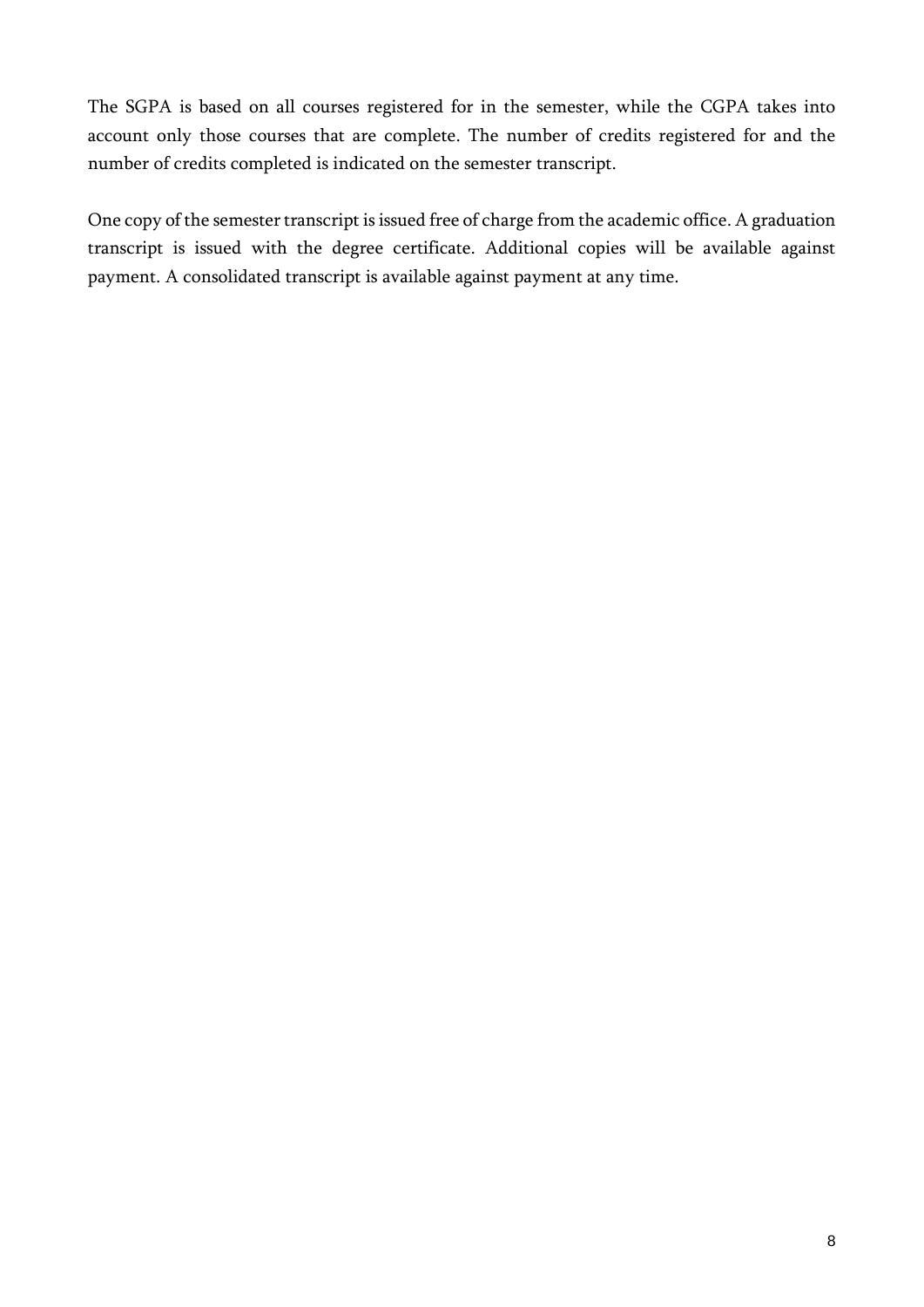The SGPA is based on all courses registered for in the semester, while the CGPA takes into account only those courses that are complete. The number of credits registered for and the number of credits completed is indicated on the semester transcript.

One copy of the semester transcript is issued free of charge from the academic office. A graduation transcript is issued with the degree certificate. Additional copies will be available against payment. A consolidated transcript is available against payment at any time.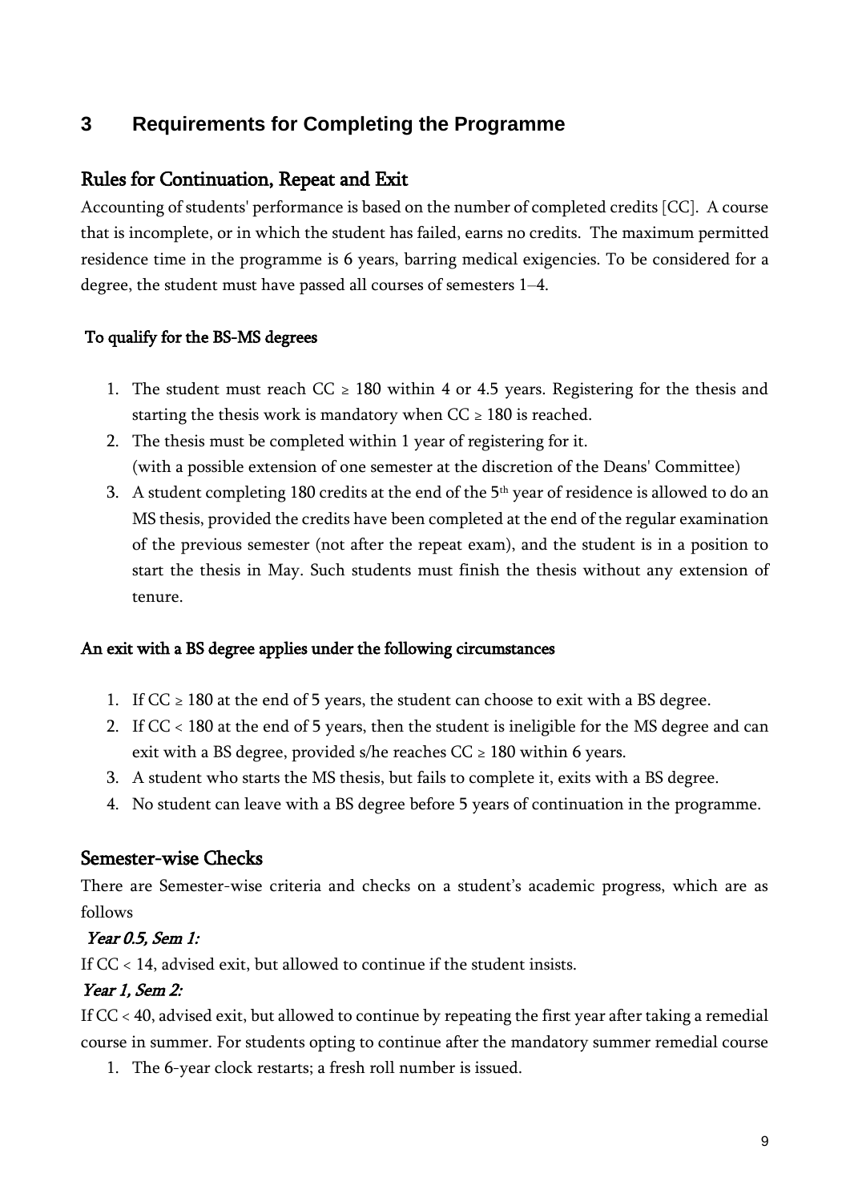# 3 Requirements for Completing the Programme

## Rules for Continuation, Repeat and Exit

Accounting of students' performance is based on the number of completed credits [CC]. A course that is incomplete, or in which the student has failed, earns no credits. The maximum permitted residence time in the programme is 6 years, barring medical exigencies. To be considered for a degree, the student must have passed all courses of semesters 1–4.

### To qualify for the BS-MS degrees

1. The student must reach CC $\geq$ 180 within 4 or 4.5 years. Registering for the thesis and starting the thesis work is mandatory when CC $\geq$ 180 is reached.
2. The thesis must be completed within 1 year of registering for it. (with a possible extension of one semester at the discretion of the Deans' Committee)
3. A student completing 180 credits at the end of the 5th year of residence is allowed to do an MS thesis, provided the credits have been completed at the end of the regular examination of the previous semester (not after the repeat exam), and the student is in a position to start the thesis in May. Such students must finish the thesis without any extension of tenure.

### An exit with a BS degree applies under the following circumstances

1. If CC $\geq$ 180 at the end of 5 years, the student can choose to exit with a BS degree.
2. If CC $<$ 180 at the end of 5 years, then the student is ineligible for the MS degree and can exit with a BS degree, provided s/he reaches CC $\geq$ 180 within 6 years.
3. A student who starts the MS thesis, but fails to complete it, exits with a BS degree.
4. No student can leave with a BS degree before 5 years of continuation in the programme.

## Semester-wise Checks

There are Semester-wise criteria and checks on a student's academic progress, which are as follows

*Year 0.5, Sem 1:*

If CC $<$ 14, advised exit, but allowed to continue if the student insists.

*Year 1, Sem 2:*

If CC $<$ 40, advised exit, but allowed to continue by repeating the first year after taking a remedial course in summer. For students opting to continue after the mandatory summer remedial course

1. The 6-year clock restarts; a fresh roll number is issued.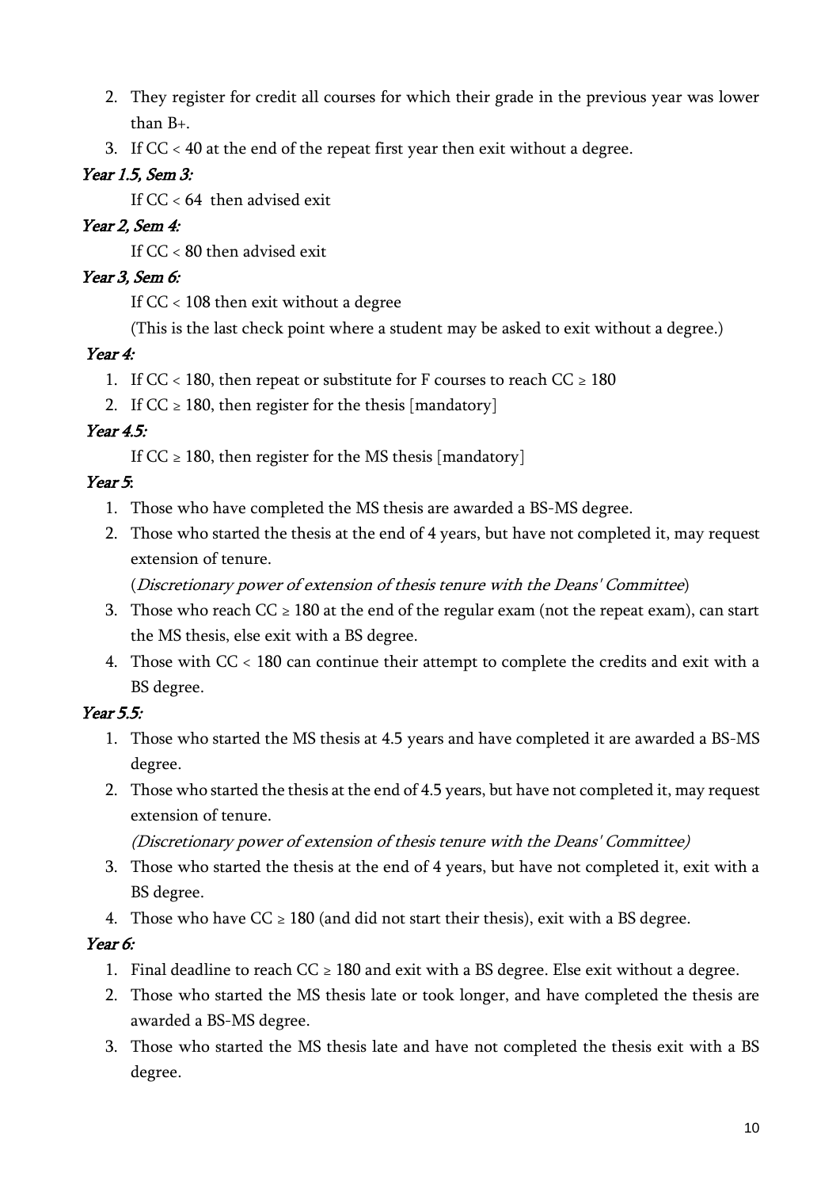2. They register for credit all courses for which their grade in the previous year was lower than B+.
3. If CC < 40 at the end of the repeat first year then exit without a degree.

*Year 1.5, Sem 3:*

If CC < 64 then advised exit

*Year 2, Sem 4:*

If CC < 80 then advised exit

*Year 3, Sem 6:*

If CC < 108 then exit without a degree

(This is the last check point where a student may be asked to exit without a degree.)

*Year 4:*

1. If CC < 180, then repeat or substitute for F courses to reach CC ≥ 180
2. If CC ≥ 180, then register for the thesis [mandatory]

*Year 4.5:*

If CC ≥ 180, then register for the MS thesis [mandatory]

*Year 5:*

1. Those who have completed the MS thesis are awarded a BS-MS degree.
2. Those who started the thesis at the end of 4 years, but have not completed it, may request extension of tenure.

   (*Discretionary power of extension of thesis tenure with the Deans' Committee*)
3. Those who reach CC ≥ 180 at the end of the regular exam (not the repeat exam), can start the MS thesis, else exit with a BS degree.
4. Those with CC < 180 can continue their attempt to complete the credits and exit with a BS degree.

*Year 5.5:*

1. Those who started the MS thesis at 4.5 years and have completed it are awarded a BS-MS degree.
2. Those who started the thesis at the end of 4.5 years, but have not completed it, may request extension of tenure.

   *(Discretionary power of extension of thesis tenure with the Deans' Committee)*
3. Those who started the thesis at the end of 4 years, but have not completed it, exit with a BS degree.
4. Those who have CC ≥ 180 (and did not start their thesis), exit with a BS degree.

*Year 6:*

1. Final deadline to reach CC ≥ 180 and exit with a BS degree. Else exit without a degree.
2. Those who started the MS thesis late or took longer, and have completed the thesis are awarded a BS-MS degree.
3. Those who started the MS thesis late and have not completed the thesis exit with a BS degree.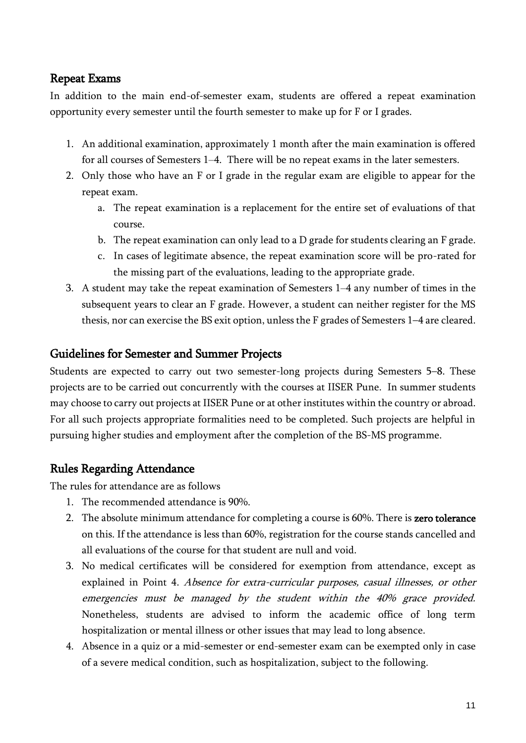## Repeat Exams

In addition to the main end-of-semester exam, students are offered a repeat examination opportunity every semester until the fourth semester to make up for F or I grades.

1. An additional examination, approximately 1 month after the main examination is offered for all courses of Semesters 1–4. There will be no repeat exams in the later semesters.
2. Only those who have an F or I grade in the regular exam are eligible to appear for the repeat exam.
    a. The repeat examination is a replacement for the entire set of evaluations of that course.
    b. The repeat examination can only lead to a D grade for students clearing an F grade.
    c. In cases of legitimate absence, the repeat examination score will be pro-rated for the missing part of the evaluations, leading to the appropriate grade.
3. A student may take the repeat examination of Semesters 1–4 any number of times in the subsequent years to clear an F grade. However, a student can neither register for the MS thesis, nor can exercise the BS exit option, unless the F grades of Semesters 1–4 are cleared.

## Guidelines for Semester and Summer Projects

Students are expected to carry out two semester-long projects during Semesters 5–8. These projects are to be carried out concurrently with the courses at IISER Pune. In summer students may choose to carry out projects at IISER Pune or at other institutes within the country or abroad. For all such projects appropriate formalities need to be completed. Such projects are helpful in pursuing higher studies and employment after the completion of the BS-MS programme.

## Rules Regarding Attendance

The rules for attendance are as follows

1. The recommended attendance is 90%.
2. The absolute minimum attendance for completing a course is 60%. There is **zero tolerance** on this. If the attendance is less than 60%, registration for the course stands cancelled and all evaluations of the course for that student are null and void.
3. No medical certificates will be considered for exemption from attendance, except as explained in Point 4. *Absence for extra-curricular purposes, casual illnesses, or other emergencies must be managed by the student within the 40% grace provided.* Nonetheless, students are advised to inform the academic office of long term hospitalization or mental illness or other issues that may lead to long absence.
4. Absence in a quiz or a mid-semester or end-semester exam can be exempted only in case of a severe medical condition, such as hospitalization, subject to the following.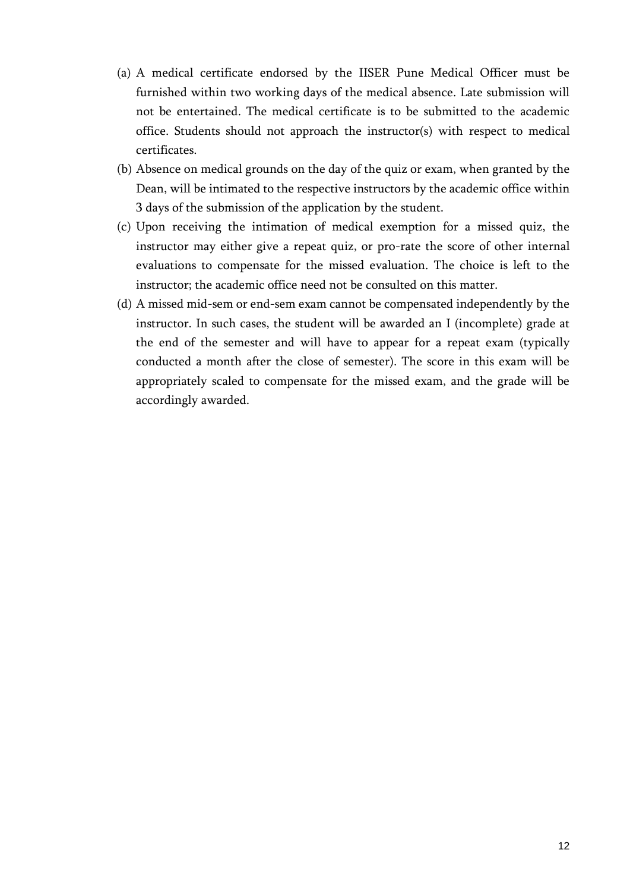(a) A medical certificate endorsed by the IISER Pune Medical Officer must be furnished within two working days of the medical absence. Late submission will not be entertained. The medical certificate is to be submitted to the academic office. Students should not approach the instructor(s) with respect to medical certificates.

(b) Absence on medical grounds on the day of the quiz or exam, when granted by the Dean, will be intimated to the respective instructors by the academic office within 3 days of the submission of the application by the student.

(c) Upon receiving the intimation of medical exemption for a missed quiz, the instructor may either give a repeat quiz, or pro-rate the score of other internal evaluations to compensate for the missed evaluation. The choice is left to the instructor; the academic office need not be consulted on this matter.

(d) A missed mid-sem or end-sem exam cannot be compensated independently by the instructor. In such cases, the student will be awarded an I (incomplete) grade at the end of the semester and will have to appear for a repeat exam (typically conducted a month after the close of semester). The score in this exam will be appropriately scaled to compensate for the missed exam, and the grade will be accordingly awarded.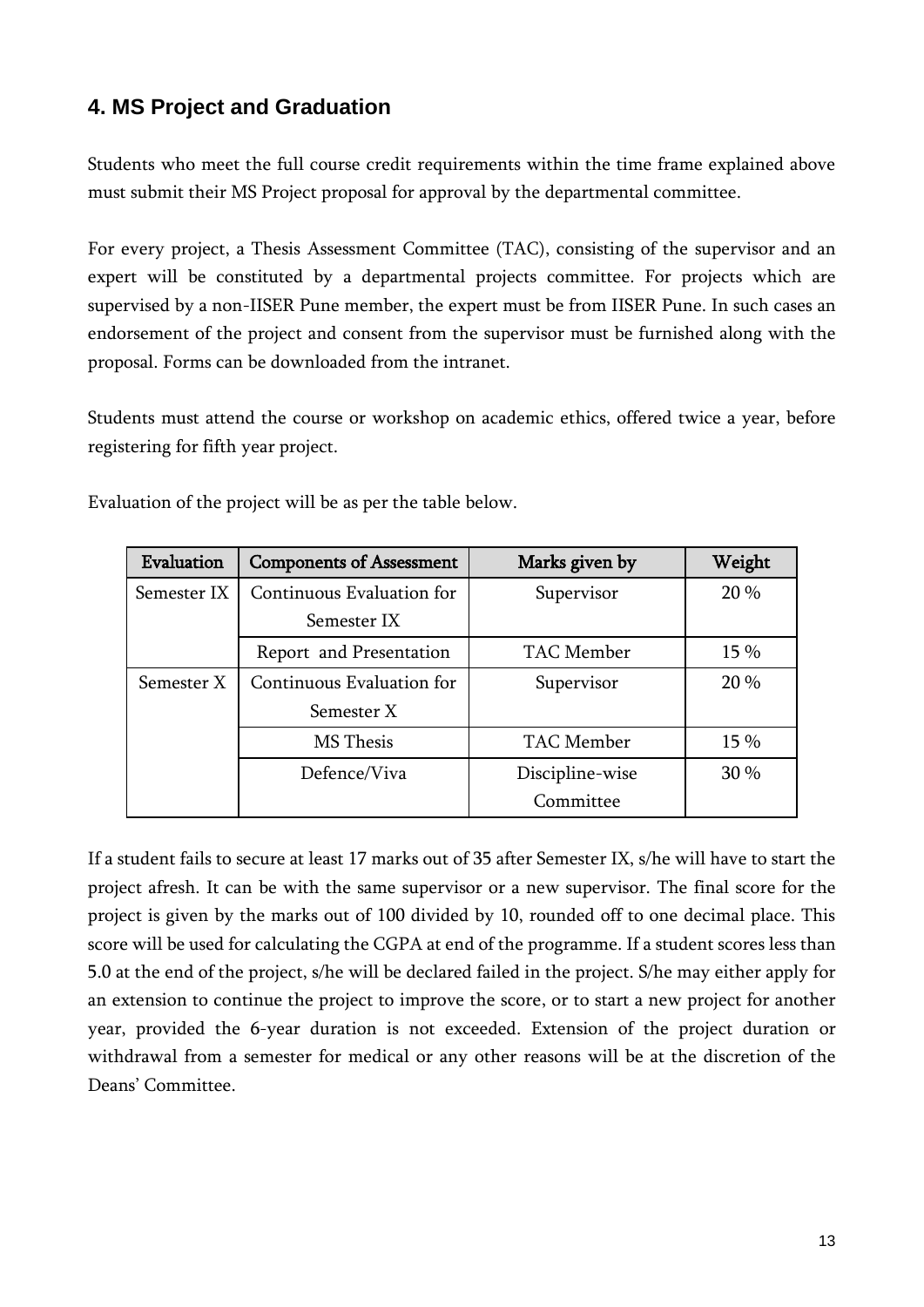## 4. MS Project and Graduation

Students who meet the full course credit requirements within the time frame explained above must submit their MS Project proposal for approval by the departmental committee.

For every project, a Thesis Assessment Committee (TAC), consisting of the supervisor and an expert will be constituted by a departmental projects committee. For projects which are supervised by a non-IISER Pune member, the expert must be from IISER Pune. In such cases an endorsement of the project and consent from the supervisor must be furnished along with the proposal. Forms can be downloaded from the intranet.

Students must attend the course or workshop on academic ethics, offered twice a year, before registering for fifth year project.

Evaluation of the project will be as per the table below.

| Evaluation | Components of Assessment | Marks given by | Weight |
|---|---|---|---|
| Semester IX | Continuous Evaluation for Semester IX | Supervisor | 20 % |
| | Report and Presentation | TAC Member | 15 % |
| Semester X | Continuous Evaluation for Semester X | Supervisor | 20 % |
| | MS Thesis | TAC Member | 15 % |
| | Defence/Viva | Discipline-wise Committee | 30 % |

If a student fails to secure at least 17 marks out of 35 after Semester IX, s/he will have to start the project afresh. It can be with the same supervisor or a new supervisor. The final score for the project is given by the marks out of 100 divided by 10, rounded off to one decimal place. This score will be used for calculating the CGPA at end of the programme. If a student scores less than 5.0 at the end of the project, s/he will be declared failed in the project. S/he may either apply for an extension to continue the project to improve the score, or to start a new project for another year, provided the 6-year duration is not exceeded. Extension of the project duration or withdrawal from a semester for medical or any other reasons will be at the discretion of the Deans' Committee.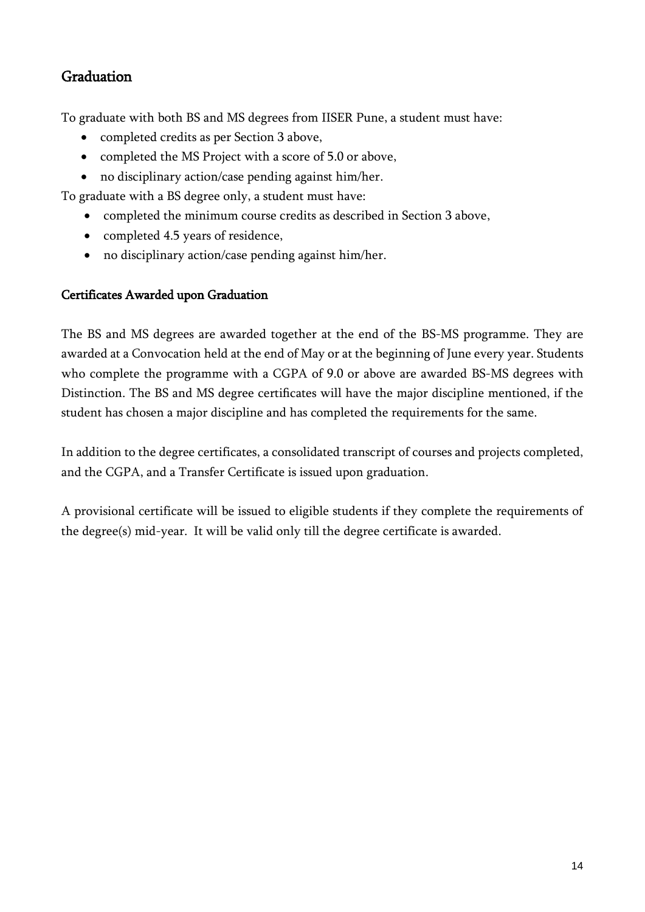## Graduation

To graduate with both BS and MS degrees from IISER Pune, a student must have:

- completed credits as per Section 3 above,
- completed the MS Project with a score of 5.0 or above,
- no disciplinary action/case pending against him/her.

To graduate with a BS degree only, a student must have:

- completed the minimum course credits as described in Section 3 above,
- completed 4.5 years of residence,
- no disciplinary action/case pending against him/her.

### Certificates Awarded upon Graduation

The BS and MS degrees are awarded together at the end of the BS-MS programme. They are awarded at a Convocation held at the end of May or at the beginning of June every year. Students who complete the programme with a CGPA of 9.0 or above are awarded BS-MS degrees with Distinction. The BS and MS degree certificates will have the major discipline mentioned, if the student has chosen a major discipline and has completed the requirements for the same.

In addition to the degree certificates, a consolidated transcript of courses and projects completed, and the CGPA, and a Transfer Certificate is issued upon graduation.

A provisional certificate will be issued to eligible students if they complete the requirements of the degree(s) mid-year. It will be valid only till the degree certificate is awarded.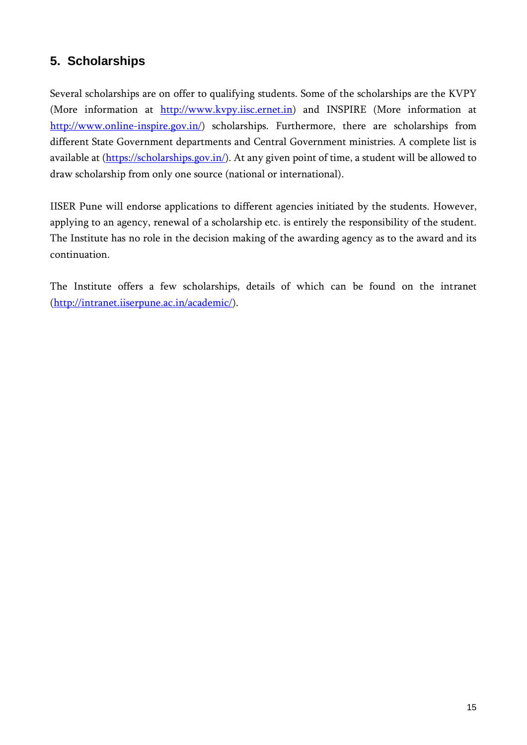## 5. Scholarships

Several scholarships are on offer to qualifying students. Some of the scholarships are the KVPY (More information at http://www.kvpy.iisc.ernet.in) and INSPIRE (More information at http://www.online-inspire.gov.in/) scholarships. Furthermore, there are scholarships from different State Government departments and Central Government ministries. A complete list is available at (https://scholarships.gov.in/). At any given point of time, a student will be allowed to draw scholarship from only one source (national or international).

IISER Pune will endorse applications to different agencies initiated by the students. However, applying to an agency, renewal of a scholarship etc. is entirely the responsibility of the student. The Institute has no role in the decision making of the awarding agency as to the award and its continuation.

The Institute offers a few scholarships, details of which can be found on the intranet (http://intranet.iiserpune.ac.in/academic/).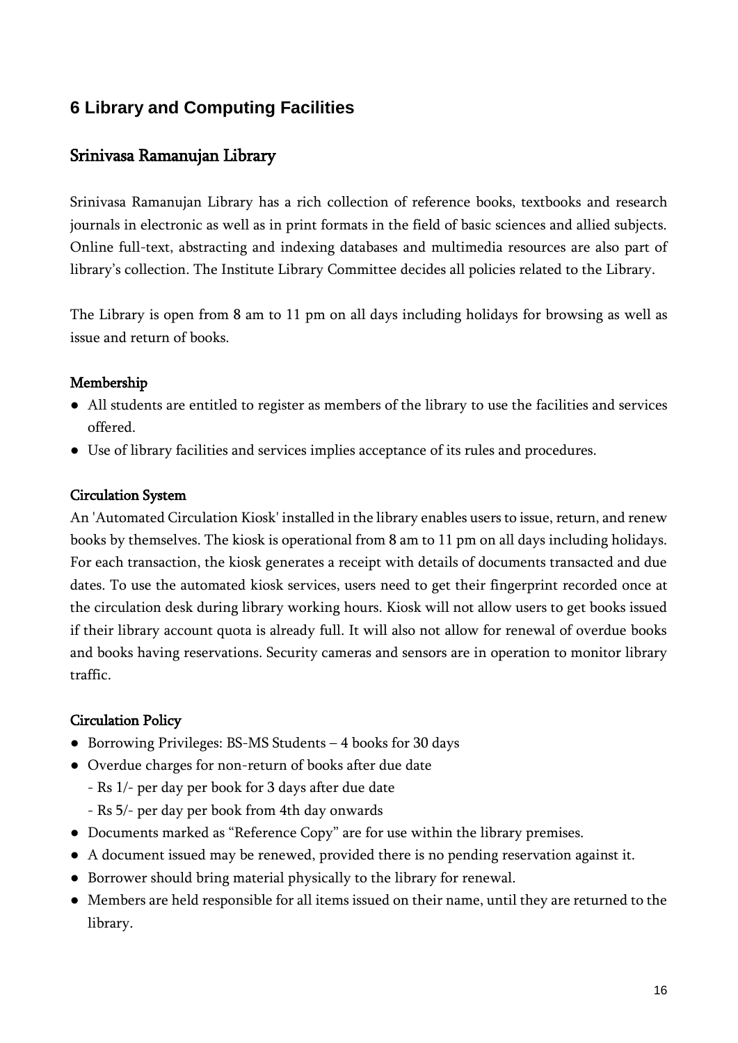# 6 Library and Computing Facilities

## Srinivasa Ramanujan Library

Srinivasa Ramanujan Library has a rich collection of reference books, textbooks and research journals in electronic as well as in print formats in the field of basic sciences and allied subjects. Online full-text, abstracting and indexing databases and multimedia resources are also part of library's collection. The Institute Library Committee decides all policies related to the Library.

The Library is open from 8 am to 11 pm on all days including holidays for browsing as well as issue and return of books.

### Membership

- All students are entitled to register as members of the library to use the facilities and services offered.
- Use of library facilities and services implies acceptance of its rules and procedures.

### Circulation System

An 'Automated Circulation Kiosk' installed in the library enables users to issue, return, and renew books by themselves. The kiosk is operational from 8 am to 11 pm on all days including holidays. For each transaction, the kiosk generates a receipt with details of documents transacted and due dates. To use the automated kiosk services, users need to get their fingerprint recorded once at the circulation desk during library working hours. Kiosk will not allow users to get books issued if their library account quota is already full. It will also not allow for renewal of overdue books and books having reservations. Security cameras and sensors are in operation to monitor library traffic.

### Circulation Policy

- Borrowing Privileges: BS-MS Students – 4 books for 30 days
- Overdue charges for non-return of books after due date
  - Rs 1/- per day per book for 3 days after due date
  - Rs 5/- per day per book from 4th day onwards
- Documents marked as "Reference Copy" are for use within the library premises.
- A document issued may be renewed, provided there is no pending reservation against it.
- Borrower should bring material physically to the library for renewal.
- Members are held responsible for all items issued on their name, until they are returned to the library.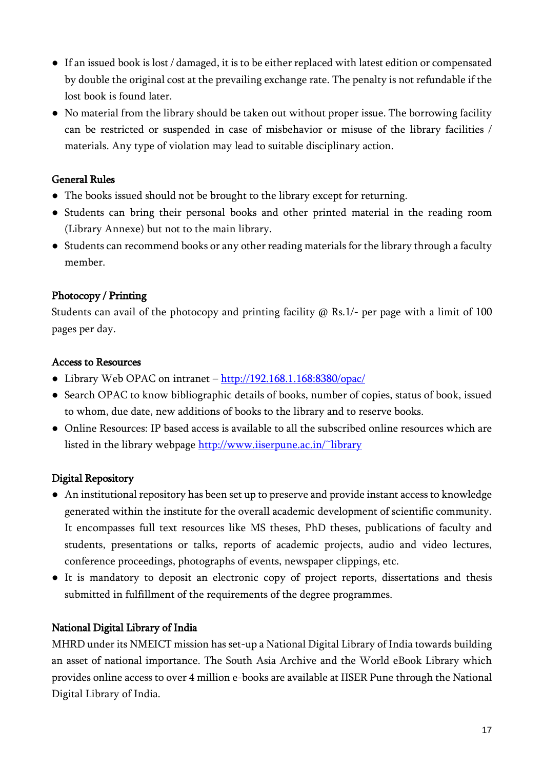- If an issued book is lost / damaged, it is to be either replaced with latest edition or compensated by double the original cost at the prevailing exchange rate. The penalty is not refundable if the lost book is found later.
- No material from the library should be taken out without proper issue. The borrowing facility can be restricted or suspended in case of misbehavior or misuse of the library facilities / materials. Any type of violation may lead to suitable disciplinary action.

### General Rules

- The books issued should not be brought to the library except for returning.
- Students can bring their personal books and other printed material in the reading room (Library Annexe) but not to the main library.
- Students can recommend books or any other reading materials for the library through a faculty member.

### Photocopy / Printing

Students can avail of the photocopy and printing facility @ Rs.1/- per page with a limit of 100 pages per day.

### Access to Resources

- Library Web OPAC on intranet – http://192.168.1.168:8380/opac/
- Search OPAC to know bibliographic details of books, number of copies, status of book, issued to whom, due date, new additions of books to the library and to reserve books.
- Online Resources: IP based access is available to all the subscribed online resources which are listed in the library webpage http://www.iiserpune.ac.in/~library

### Digital Repository

- An institutional repository has been set up to preserve and provide instant access to knowledge generated within the institute for the overall academic development of scientific community. It encompasses full text resources like MS theses, PhD theses, publications of faculty and students, presentations or talks, reports of academic projects, audio and video lectures, conference proceedings, photographs of events, newspaper clippings, etc.
- It is mandatory to deposit an electronic copy of project reports, dissertations and thesis submitted in fulfillment of the requirements of the degree programmes.

### National Digital Library of India

MHRD under its NMEICT mission has set-up a National Digital Library of India towards building an asset of national importance. The South Asia Archive and the World eBook Library which provides online access to over 4 million e-books are available at IISER Pune through the National Digital Library of India.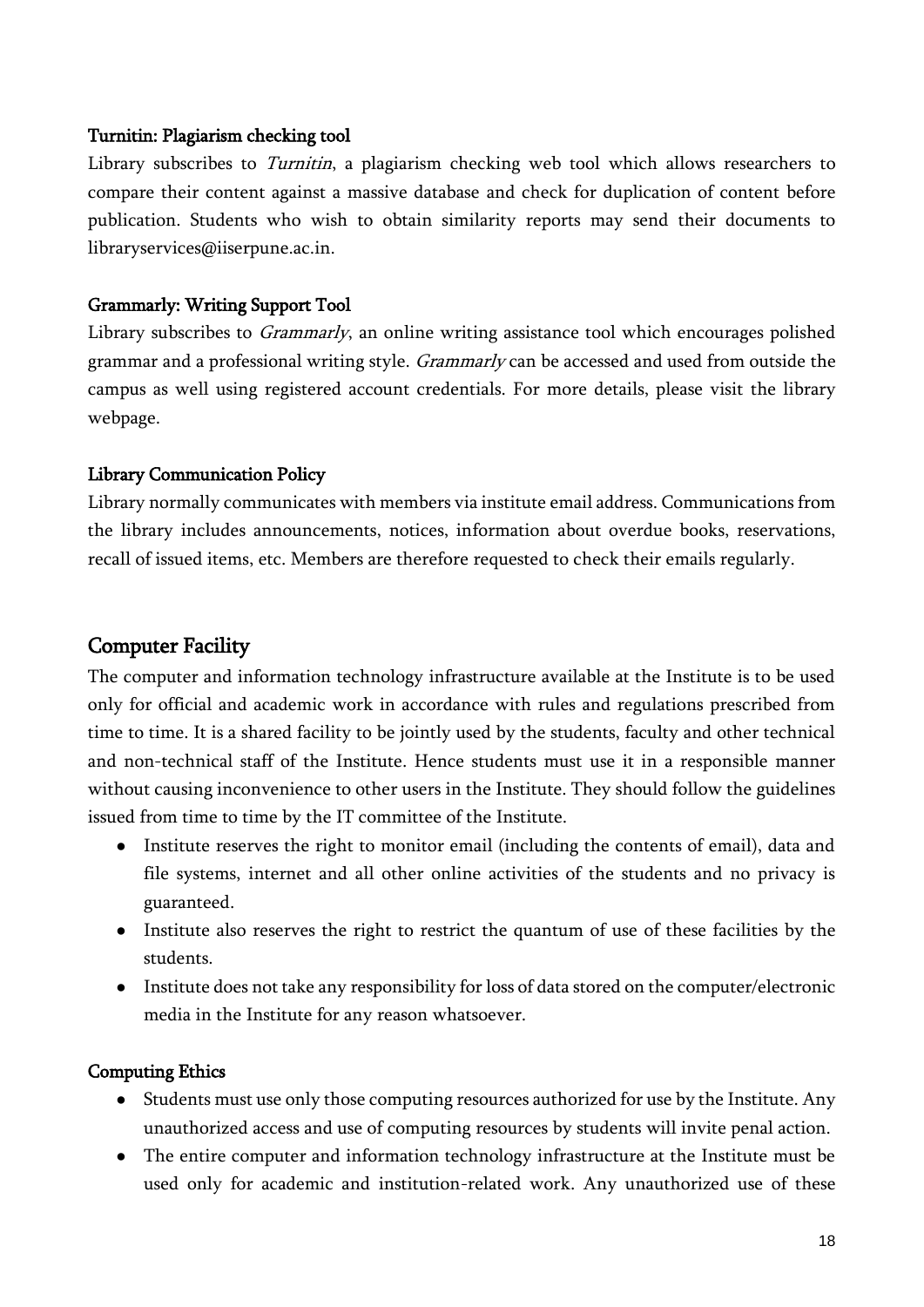### Turnitin: Plagiarism checking tool

Library subscribes to *Turnitin*, a plagiarism checking web tool which allows researchers to compare their content against a massive database and check for duplication of content before publication. Students who wish to obtain similarity reports may send their documents to libraryservices@iiserpune.ac.in.

### Grammarly: Writing Support Tool

Library subscribes to *Grammarly*, an online writing assistance tool which encourages polished grammar and a professional writing style. *Grammarly* can be accessed and used from outside the campus as well using registered account credentials. For more details, please visit the library webpage.

### Library Communication Policy

Library normally communicates with members via institute email address. Communications from the library includes announcements, notices, information about overdue books, reservations, recall of issued items, etc. Members are therefore requested to check their emails regularly.

## Computer Facility

The computer and information technology infrastructure available at the Institute is to be used only for official and academic work in accordance with rules and regulations prescribed from time to time. It is a shared facility to be jointly used by the students, faculty and other technical and non-technical staff of the Institute. Hence students must use it in a responsible manner without causing inconvenience to other users in the Institute. They should follow the guidelines issued from time to time by the IT committee of the Institute.

- Institute reserves the right to monitor email (including the contents of email), data and file systems, internet and all other online activities of the students and no privacy is guaranteed.
- Institute also reserves the right to restrict the quantum of use of these facilities by the students.
- Institute does not take any responsibility for loss of data stored on the computer/electronic media in the Institute for any reason whatsoever.

### Computing Ethics

- Students must use only those computing resources authorized for use by the Institute. Any unauthorized access and use of computing resources by students will invite penal action.
- The entire computer and information technology infrastructure at the Institute must be used only for academic and institution-related work. Any unauthorized use of these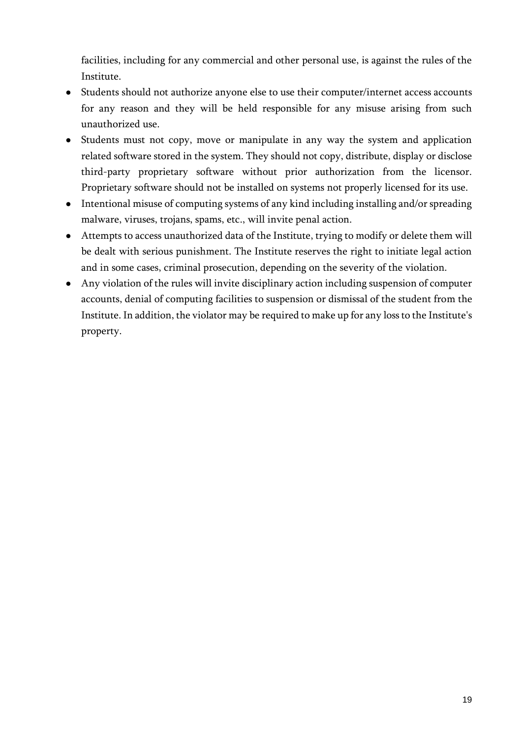facilities, including for any commercial and other personal use, is against the rules of the Institute.

- Students should not authorize anyone else to use their computer/internet access accounts for any reason and they will be held responsible for any misuse arising from such unauthorized use.
- Students must not copy, move or manipulate in any way the system and application related software stored in the system. They should not copy, distribute, display or disclose third-party proprietary software without prior authorization from the licensor. Proprietary software should not be installed on systems not properly licensed for its use.
- Intentional misuse of computing systems of any kind including installing and/or spreading malware, viruses, trojans, spams, etc., will invite penal action.
- Attempts to access unauthorized data of the Institute, trying to modify or delete them will be dealt with serious punishment. The Institute reserves the right to initiate legal action and in some cases, criminal prosecution, depending on the severity of the violation.
- Any violation of the rules will invite disciplinary action including suspension of computer accounts, denial of computing facilities to suspension or dismissal of the student from the Institute. In addition, the violator may be required to make up for any loss to the Institute's property.